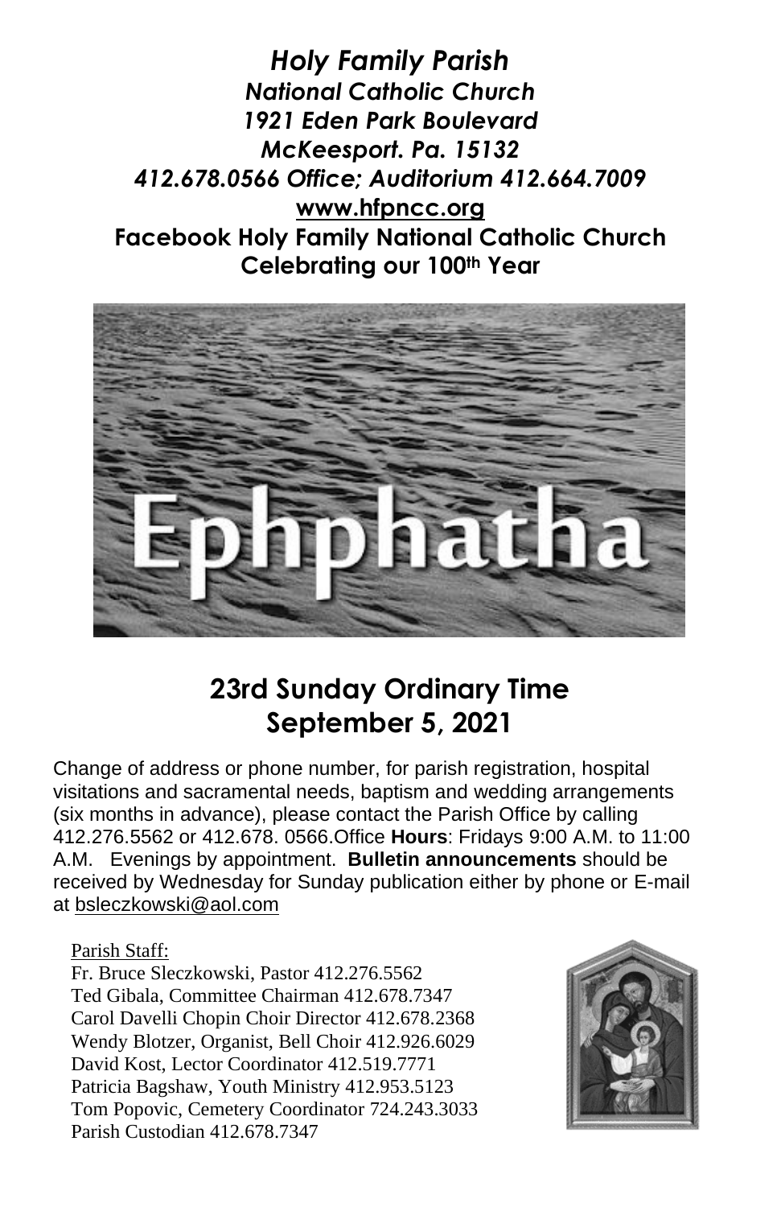***Holy Family Parish***
***National Catholic Church***
***1921 Eden Park Boulevard***
***McKeesport. Pa. 15132***
***412.678.0566 Office; Auditorium 412.664.7009***
**www.hfpncc.org**
**Facebook Holy Family National Catholic Church**
**Celebrating our 100th Year**

Ephphatha

## 23rd Sunday Ordinary Time
## September 5, 2021

Change of address or phone number, for parish registration, hospital visitations and sacramental needs, baptism and wedding arrangements (six months in advance), please contact the Parish Office by calling 412.276.5562 or 412.678. 0566.Office **Hours**: Fridays 9:00 A.M. to 11:00 A.M. Evenings by appointment. **Bulletin announcements** should be received by Wednesday for Sunday publication either by phone or E-mail at bsleczkowski@aol.com

Parish Staff:
Fr. Bruce Sleczkowski, Pastor 412.276.5562
Ted Gibala, Committee Chairman 412.678.7347
Carol Davelli Chopin Choir Director 412.678.2368
Wendy Blotzer, Organist, Bell Choir 412.926.6029
David Kost, Lector Coordinator 412.519.7771
Patricia Bagshaw, Youth Ministry 412.953.5123
Tom Popovic, Cemetery Coordinator 724.243.3033
Parish Custodian 412.678.7347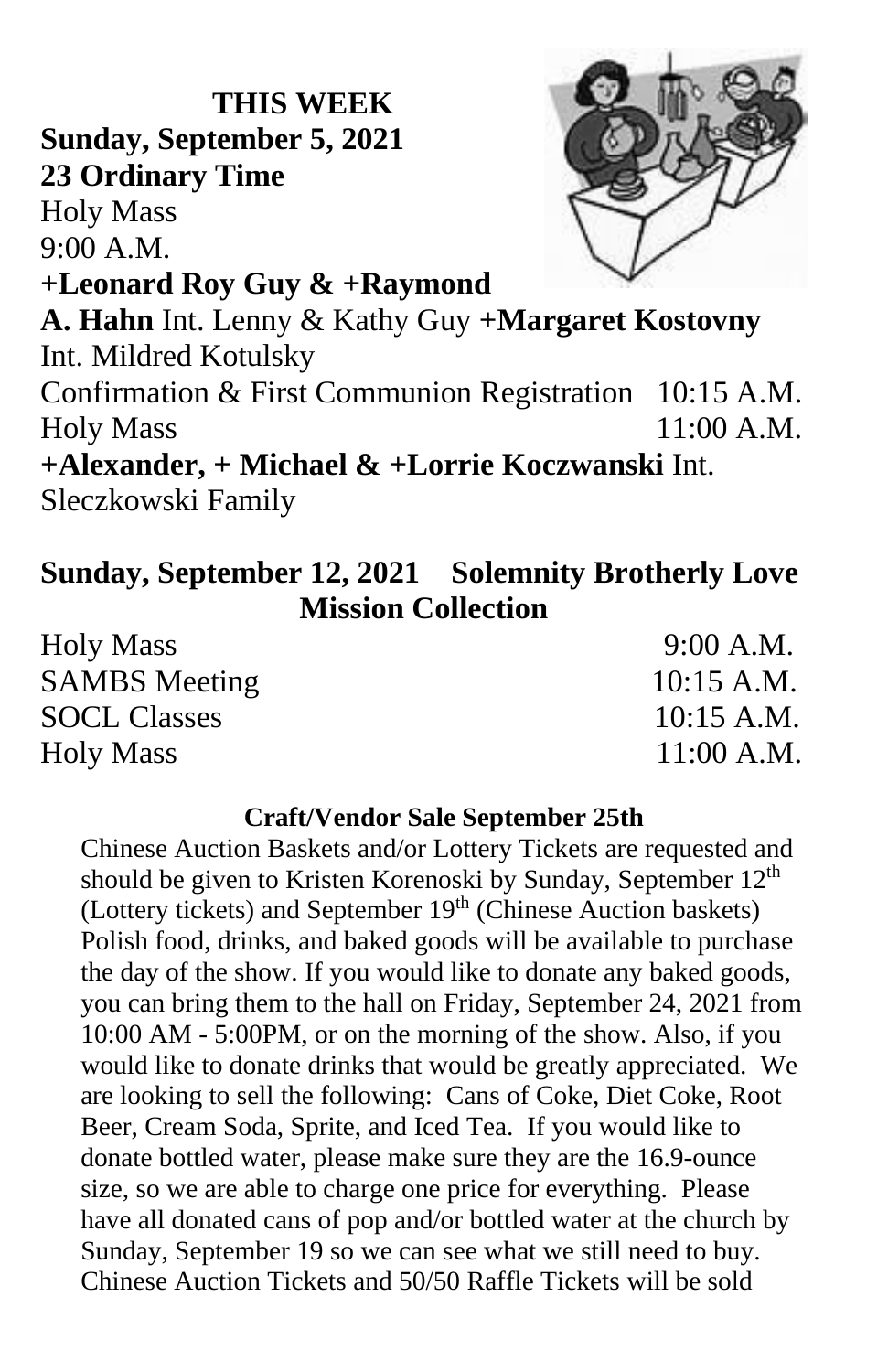## THIS WEEK

**Sunday, September 5, 2021**
**23 Ordinary Time**

Holy Mass
9:00 A.M.
**+Leonard Roy Guy & +Raymond A. Hahn** Int. Lenny & Kathy Guy **+Margaret Kostovny** Int. Mildred Kotulsky

Confirmation & First Communion Registration 10:15 A.M.

Holy Mass 11:00 A.M.
**+Alexander, + Michael & +Lorrie Koczwanski** Int. Sleczkowski Family

**Sunday, September 12, 2021 Solemnity Brotherly Love Mission Collection**

| | |
|---|---|
| Holy Mass | 9:00 A.M. |
| SAMBS Meeting | 10:15 A.M. |
| SOCL Classes | 10:15 A.M. |
| Holy Mass | 11:00 A.M. |

**Craft/Vendor Sale September 25th**

Chinese Auction Baskets and/or Lottery Tickets are requested and should be given to Kristen Korenoski by Sunday, September 12th (Lottery tickets) and September 19th (Chinese Auction baskets) Polish food, drinks, and baked goods will be available to purchase the day of the show. If you would like to donate any baked goods, you can bring them to the hall on Friday, September 24, 2021 from 10:00 AM - 5:00PM, or on the morning of the show. Also, if you would like to donate drinks that would be greatly appreciated. We are looking to sell the following: Cans of Coke, Diet Coke, Root Beer, Cream Soda, Sprite, and Iced Tea. If you would like to donate bottled water, please make sure they are the 16.9-ounce size, so we are able to charge one price for everything. Please have all donated cans of pop and/or bottled water at the church by Sunday, September 19 so we can see what we still need to buy. Chinese Auction Tickets and 50/50 Raffle Tickets will be sold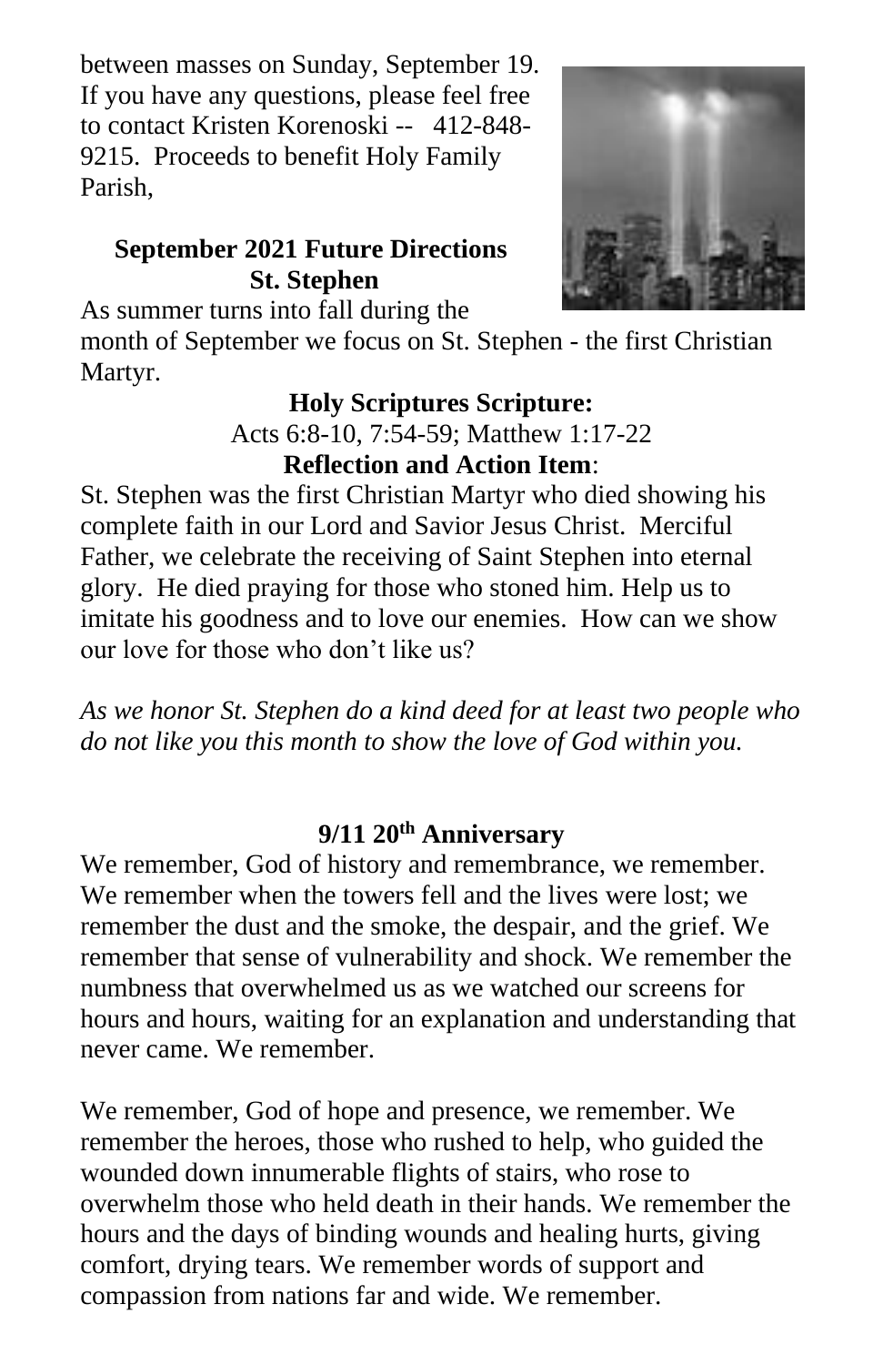between masses on Sunday, September 19. If you have any questions, please feel free to contact Kristen Korenoski -- 412-848-9215. Proceeds to benefit Holy Family Parish,

**September 2021 Future Directions**
**St. Stephen**

As summer turns into fall during the month of September we focus on St. Stephen - the first Christian Martyr.

**Holy Scriptures Scripture:**
Acts 6:8-10, 7:54-59; Matthew 1:17-22

**Reflection and Action Item**:

St. Stephen was the first Christian Martyr who died showing his complete faith in our Lord and Savior Jesus Christ. Merciful Father, we celebrate the receiving of Saint Stephen into eternal glory. He died praying for those who stoned him. Help us to imitate his goodness and to love our enemies. How can we show our love for those who don't like us?

*As we honor St. Stephen do a kind deed for at least two people who do not like you this month to show the love of God within you.*

**9/11 20th Anniversary**

We remember, God of history and remembrance, we remember. We remember when the towers fell and the lives were lost; we remember the dust and the smoke, the despair, and the grief. We remember that sense of vulnerability and shock. We remember the numbness that overwhelmed us as we watched our screens for hours and hours, waiting for an explanation and understanding that never came. We remember.

We remember, God of hope and presence, we remember. We remember the heroes, those who rushed to help, who guided the wounded down innumerable flights of stairs, who rose to overwhelm those who held death in their hands. We remember the hours and the days of binding wounds and healing hurts, giving comfort, drying tears. We remember words of support and compassion from nations far and wide. We remember.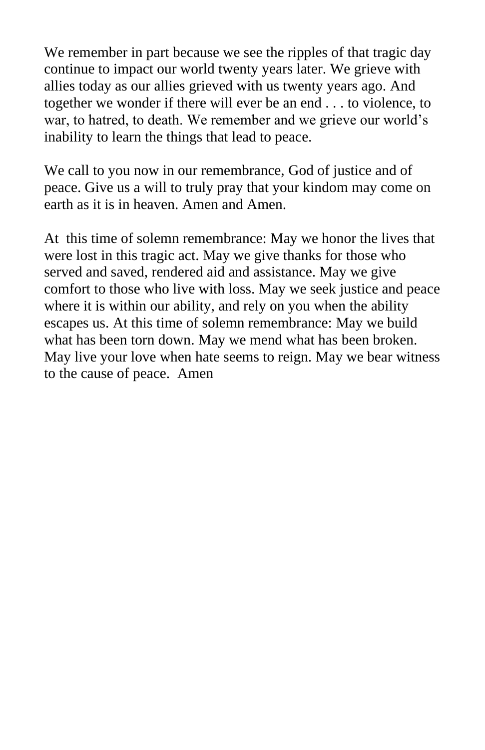We remember in part because we see the ripples of that tragic day continue to impact our world twenty years later. We grieve with allies today as our allies grieved with us twenty years ago. And together we wonder if there will ever be an end . . . to violence, to war, to hatred, to death. We remember and we grieve our world's inability to learn the things that lead to peace.

We call to you now in our remembrance, God of justice and of peace. Give us a will to truly pray that your kindom may come on earth as it is in heaven. Amen and Amen.

At this time of solemn remembrance: May we honor the lives that were lost in this tragic act. May we give thanks for those who served and saved, rendered aid and assistance. May we give comfort to those who live with loss. May we seek justice and peace where it is within our ability, and rely on you when the ability escapes us. At this time of solemn remembrance: May we build what has been torn down. May we mend what has been broken. May live your love when hate seems to reign. May we bear witness to the cause of peace. Amen